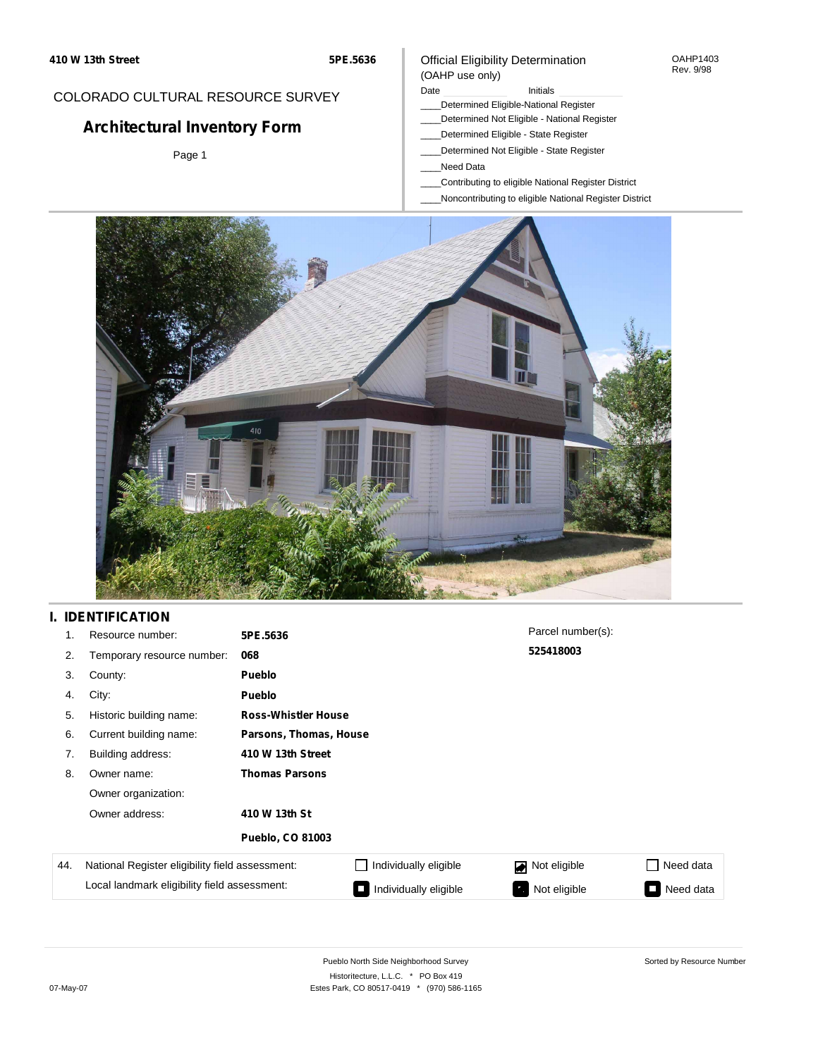410 W 13th Street — 5PE.5636

COLORADO CULTURAL RESOURCE SURVEY

# Architectural Inventory Form

Page 1

Official Eligibility Determination (OAHP use only)

OAHP1403 Rev. 9/98

Date ____________ Initials ____________

____Determined Eligible-National Register
____Determined Not Eligible - National Register
____Determined Eligible - State Register
____Determined Not Eligible - State Register
____Need Data
____Contributing to eligible National Register District
____Noncontributing to eligible National Register District

## I. IDENTIFICATION

1. Resource number: **5PE.5636**
2. Temporary resource number: **068**
3. County: **Pueblo**
4. City: **Pueblo**
5. Historic building name: **Ross-Whistler House**
6. Current building name: **Parsons, Thomas, House**
7. Building address: **410 W 13th Street**
8. Owner name: **Thomas Parsons**

   Owner organization:

   Owner address: **410 W 13th St**

   **Pueblo, CO 81003**

Parcel number(s): **525418003**

| 44. | | | | |
|---|---|---|---|---|
| National Register eligibility field assessment: | ☐ Individually eligible | ☑ Not eligible | ☐ Need data |
| Local landmark eligibility field assessment: | ■ Individually eligible | ■ Not eligible | ■ Need data |

Pueblo North Side Neighborhood Survey
Historitecture, L.L.C. * PO Box 419
Estes Park, CO 80517-0419 * (970) 586-1165

Sorted by Resource Number

07-May-07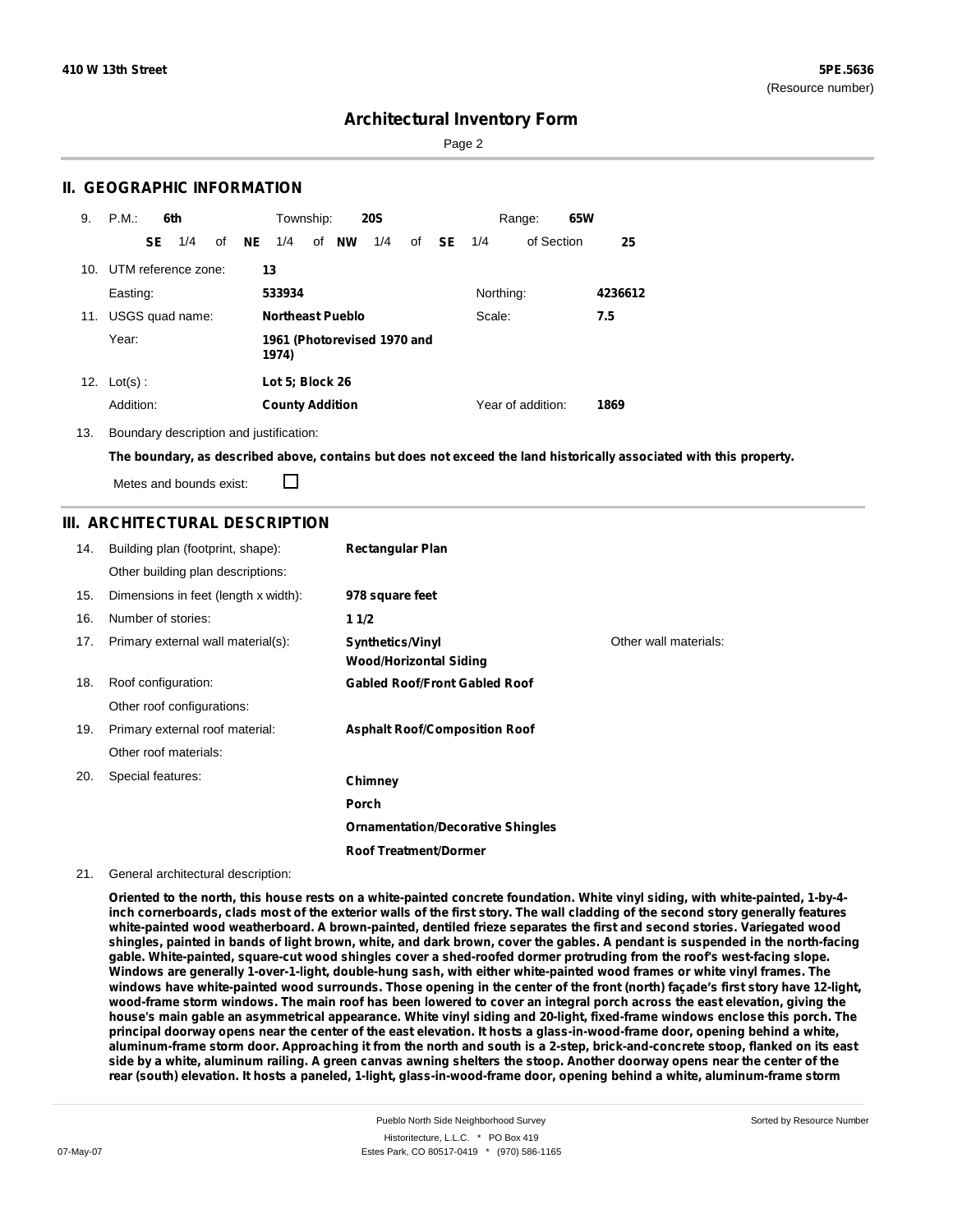# Architectural Inventory Form

## II. GEOGRAPHIC INFORMATION

9. P.M.: **6th** Township: **20S** Range: **65W**

**SE** 1/4 of **NE** 1/4 of **NW** 1/4 of **SE** 1/4 of Section **25**

10. UTM reference zone: **13**

Easting: **533934** Northing: **4236612**

11. USGS quad name: **Northeast Pueblo** Scale: **7.5**

Year: **1961 (Photorevised 1970 and 1974)**

12. Lot(s): **Lot 5; Block 26**

Addition: **County Addition** Year of addition: **1869**

13. Boundary description and justification:

**The boundary, as described above, contains but does not exceed the land historically associated with this property.**

Metes and bounds exist: ☐

## III. ARCHITECTURAL DESCRIPTION

14. Building plan (footprint, shape): **Rectangular Plan**

Other building plan descriptions:

15. Dimensions in feet (length x width): **978 square feet**

16. Number of stories: **1 1/2**

17. Primary external wall material(s): **Synthetics/Vinyl**; **Wood/Horizontal Siding**

Other wall materials:

18. Roof configuration: **Gabled Roof/Front Gabled Roof**

Other roof configurations:

19. Primary external roof material: **Asphalt Roof/Composition Roof**

Other roof materials:

20. Special features:

**Chimney**

**Porch**

**Ornamentation/Decorative Shingles**

**Roof Treatment/Dormer**

21. General architectural description:

**Oriented to the north, this house rests on a white-painted concrete foundation. White vinyl siding, with white-painted, 1-by-4-inch cornerboards, clads most of the exterior walls of the first story. The wall cladding of the second story generally features white-painted wood weatherboard. A brown-painted, dentiled frieze separates the first and second stories. Variegated wood shingles, painted in bands of light brown, white, and dark brown, cover the gables. A pendant is suspended in the north-facing gable. White-painted, square-cut wood shingles cover a shed-roofed dormer protruding from the roof's west-facing slope. Windows are generally 1-over-1-light, double-hung sash, with either white-painted wood frames or white vinyl frames. The windows have white-painted wood surrounds. Those opening in the center of the front (north) façade's first story have 12-light, wood-frame storm windows. The main roof has been lowered to cover an integral porch across the east elevation, giving the house's main gable an asymmetrical appearance. White vinyl siding and 20-light, fixed-frame windows enclose this porch. The principal doorway opens near the center of the east elevation. It hosts a glass-in-wood-frame door, opening behind a white, aluminum-frame storm door. Approaching it from the north and south is a 2-step, brick-and-concrete stoop, flanked on its east side by a white, aluminum railing. A green canvas awning shelters the stoop. Another doorway opens near the center of the rear (south) elevation. It hosts a paneled, 1-light, glass-in-wood-frame door, opening behind a white, aluminum-frame storm**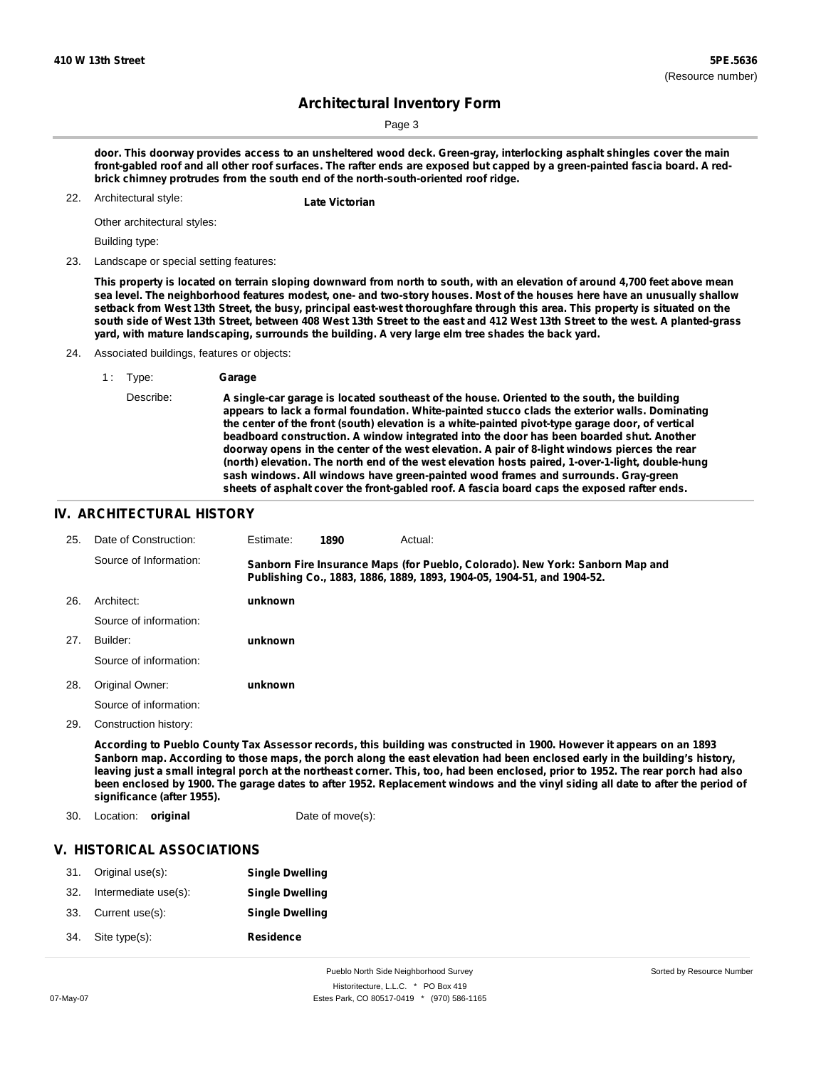door. This doorway provides access to an unsheltered wood deck. Green-gray, interlocking asphalt shingles cover the main front-gabled roof and all other roof surfaces. The rafter ends are exposed but capped by a green-painted fascia board. A red-brick chimney protrudes from the south end of the north-south-oriented roof ridge.

22. Architectural style: **Late Victorian**

Other architectural styles:

Building type:

23. Landscape or special setting features:

**This property is located on terrain sloping downward from north to south, with an elevation of around 4,700 feet above mean sea level. The neighborhood features modest, one- and two-story houses. Most of the houses here have an unusually shallow setback from West 13th Street, the busy, principal east-west thoroughfare through this area. This property is situated on the south side of West 13th Street, between 408 West 13th Street to the east and 412 West 13th Street to the west. A planted-grass yard, with mature landscaping, surrounds the building. A very large elm tree shades the back yard.**

24. Associated buildings, features or objects:

1 : Type: **Garage**

Describe: **A single-car garage is located southeast of the house. Oriented to the south, the building appears to lack a formal foundation. White-painted stucco clads the exterior walls. Dominating the center of the front (south) elevation is a white-painted pivot-type garage door, of vertical beadboard construction. A window integrated into the door has been boarded shut. Another doorway opens in the center of the west elevation. A pair of 8-light windows pierces the rear (north) elevation. The north end of the west elevation hosts paired, 1-over-1-light, double-hung sash windows. All windows have green-painted wood frames and surrounds. Gray-green sheets of asphalt cover the front-gabled roof. A fascia board caps the exposed rafter ends.**

## IV. ARCHITECTURAL HISTORY

25. Date of Construction: Estimate: **1890** Actual:

Source of Information: **Sanborn Fire Insurance Maps (for Pueblo, Colorado). New York: Sanborn Map and Publishing Co., 1883, 1886, 1889, 1893, 1904-05, 1904-51, and 1904-52.**

26. Architect: **unknown**

Source of information:

27. Builder: **unknown**

Source of information:

28. Original Owner: **unknown**

Source of information:

29. Construction history:

**According to Pueblo County Tax Assessor records, this building was constructed in 1900. However it appears on an 1893 Sanborn map. According to those maps, the porch along the east elevation had been enclosed early in the building's history, leaving just a small integral porch at the northeast corner. This, too, had been enclosed, prior to 1952. The rear porch had also been enclosed by 1900. The garage dates to after 1952. Replacement windows and the vinyl siding all date to after the period of significance (after 1955).**

30. Location: **original** Date of move(s):

## V. HISTORICAL ASSOCIATIONS

31. Original use(s): **Single Dwelling**
32. Intermediate use(s): **Single Dwelling**
33. Current use(s): **Single Dwelling**
34. Site type(s): **Residence**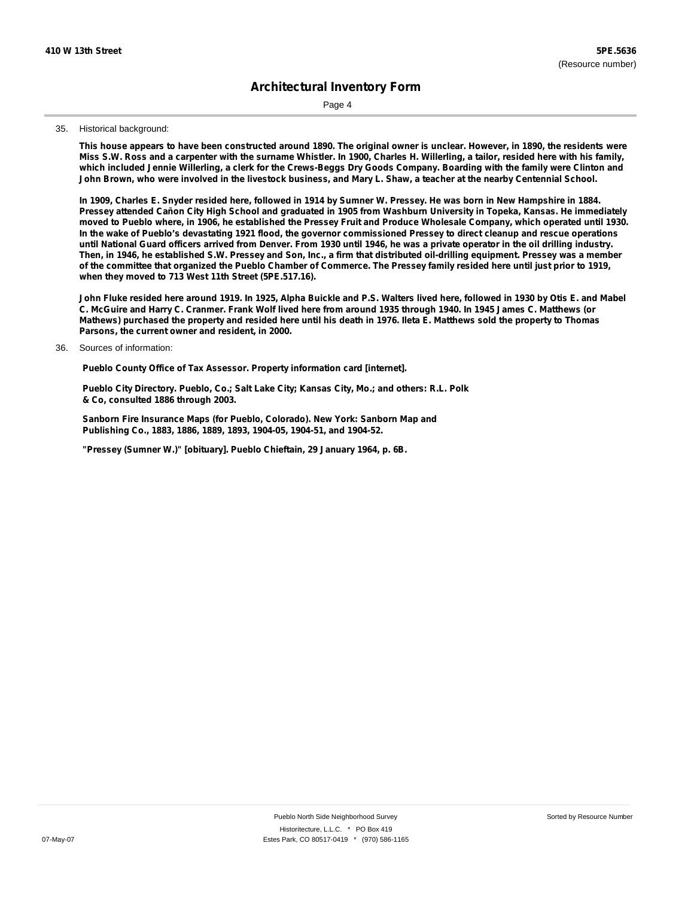35. Historical background:

**This house appears to have been constructed around 1890. The original owner is unclear. However, in 1890, the residents were Miss S.W. Ross and a carpenter with the surname Whistler. In 1900, Charles H. Willerling, a tailor, resided here with his family, which included Jennie Willerling, a clerk for the Crews-Beggs Dry Goods Company. Boarding with the family were Clinton and John Brown, who were involved in the livestock business, and Mary L. Shaw, a teacher at the nearby Centennial School.**

**In 1909, Charles E. Snyder resided here, followed in 1914 by Sumner W. Pressey. He was born in New Hampshire in 1884. Pressey attended Cañon City High School and graduated in 1905 from Washburn University in Topeka, Kansas. He immediately moved to Pueblo where, in 1906, he established the Pressey Fruit and Produce Wholesale Company, which operated until 1930. In the wake of Pueblo's devastating 1921 flood, the governor commissioned Pressey to direct cleanup and rescue operations until National Guard officers arrived from Denver. From 1930 until 1946, he was a private operator in the oil drilling industry. Then, in 1946, he established S.W. Pressey and Son, Inc., a firm that distributed oil-drilling equipment. Pressey was a member of the committee that organized the Pueblo Chamber of Commerce. The Pressey family resided here until just prior to 1919, when they moved to 713 West 11th Street (5PE.517.16).**

**John Fluke resided here around 1919. In 1925, Alpha Buickle and P.S. Walters lived here, followed in 1930 by Otis E. and Mabel C. McGuire and Harry C. Cranmer. Frank Wolf lived here from around 1935 through 1940. In 1945 James C. Matthews (or Mathews) purchased the property and resided here until his death in 1976. Ileta E. Matthews sold the property to Thomas Parsons, the current owner and resident, in 2000.**

36. Sources of information:

**Pueblo County Office of Tax Assessor. Property information card [internet].**

**Pueblo City Directory. Pueblo, Co.; Salt Lake City; Kansas City, Mo.; and others: R.L. Polk & Co, consulted 1886 through 2003.**

**Sanborn Fire Insurance Maps (for Pueblo, Colorado). New York: Sanborn Map and Publishing Co., 1883, 1886, 1889, 1893, 1904-05, 1904-51, and 1904-52.**

**"Pressey (Sumner W.)" [obituary]. Pueblo Chieftain, 29 January 1964, p. 6B.**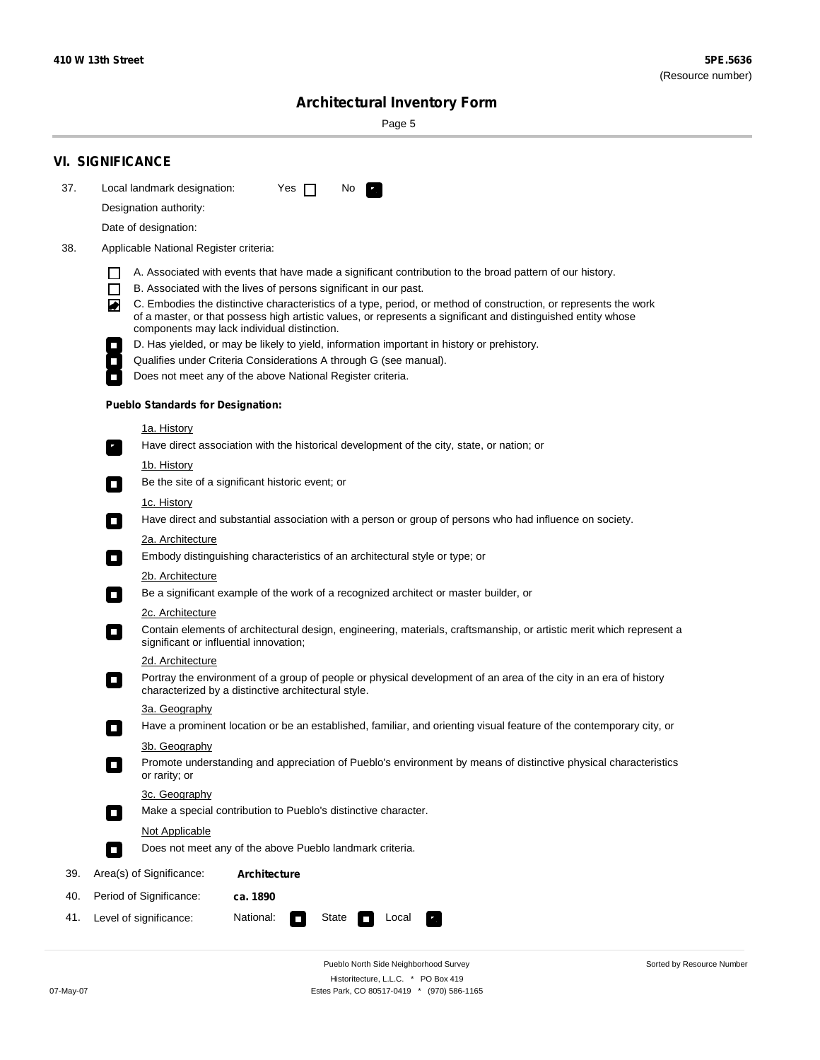## VI. SIGNIFICANCE

37. Local landmark designation: Yes ☐ No ☑

Designation authority:

Date of designation:

38. Applicable National Register criteria:

- ☐ A. Associated with events that have made a significant contribution to the broad pattern of our history.
- ☐ B. Associated with the lives of persons significant in our past.
- ☑ C. Embodies the distinctive characteristics of a type, period, or method of construction, or represents the work of a master, or that possess high artistic values, or represents a significant and distinguished entity whose components may lack individual distinction.
- ☐ D. Has yielded, or may be likely to yield, information important in history or prehistory.
- ☐ Qualifies under Criteria Considerations A through G (see manual).
- ☐ Does not meet any of the above National Register criteria.

**Pueblo Standards for Designation:**

1a. History
- ☑ Have direct association with the historical development of the city, state, or nation; or

1b. History
- ☐ Be the site of a significant historic event; or

1c. History
- ☐ Have direct and substantial association with a person or group of persons who had influence on society.

2a. Architecture
- ☐ Embody distinguishing characteristics of an architectural style or type; or

2b. Architecture
- ☐ Be a significant example of the work of a recognized architect or master builder, or

2c. Architecture
- ☐ Contain elements of architectural design, engineering, materials, craftsmanship, or artistic merit which represent a significant or influential innovation;

2d. Architecture
- ☐ Portray the environment of a group of people or physical development of an area of the city in an era of history characterized by a distinctive architectural style.

3a. Geography
- ☐ Have a prominent location or be an established, familiar, and orienting visual feature of the contemporary city, or

3b. Geography
- ☐ Promote understanding and appreciation of Pueblo's environment by means of distinctive physical characteristics or rarity; or

3c. Geography
- ☐ Make a special contribution to Pueblo's distinctive character.

Not Applicable
- ☐ Does not meet any of the above Pueblo landmark criteria.

39. Area(s) of Significance: **Architecture**

40. Period of Significance: **ca. 1890**

41. Level of significance: National: ☐ State ☐ Local ☑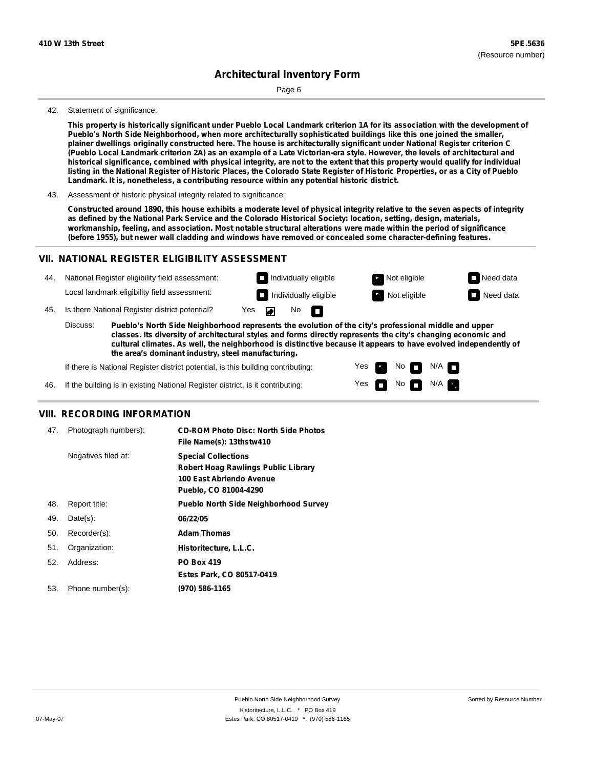## Architectural Inventory Form

42. Statement of significance:

**This property is historically significant under Pueblo Local Landmark criterion 1A for its association with the development of Pueblo's North Side Neighborhood, when more architecturally sophisticated buildings like this one joined the smaller, plainer dwellings originally constructed here. The house is architecturally significant under National Register criterion C (Pueblo Local Landmark criterion 2A) as an example of a Late Victorian-era style. However, the levels of architectural and historical significance, combined with physical integrity, are not to the extent that this property would qualify for individual listing in the National Register of Historic Places, the Colorado State Register of Historic Properties, or as a City of Pueblo Landmark. It is, nonetheless, a contributing resource within any potential historic district.**

43. Assessment of historic physical integrity related to significance:

**Constructed around 1890, this house exhibits a moderate level of physical integrity relative to the seven aspects of integrity as defined by the National Park Service and the Colorado Historical Society: location, setting, design, materials, workmanship, feeling, and association. Most notable structural alterations were made within the period of significance (before 1955), but newer wall cladding and windows have removed or concealed some character-defining features.**

## VII. NATIONAL REGISTER ELIGIBILITY ASSESSMENT

44. National Register eligibility field assessment: Individually eligible [ ] Not eligible [X] Need data [ ]

Local landmark eligibility field assessment: Individually eligible [ ] Not eligible [X] Need data [ ]

45. Is there National Register district potential? Yes [X] No [ ]

Discuss: **Pueblo's North Side Neighborhood represents the evolution of the city's professional middle and upper classes. Its diversity of architectural styles and forms directly represents the city's changing economic and cultural climates. As well, the neighborhood is distinctive because it appears to have evolved independently of the area's dominant industry, steel manufacturing.**

If there is National Register district potential, is this building contributing: Yes [X] No [ ] N/A [ ]

46. If the building is in existing National Register district, is it contributing: Yes [ ] No [ ] N/A [X]

## VIII. RECORDING INFORMATION

47. Photograph numbers): **CD-ROM Photo Disc: North Side Photos**
**File Name(s): 13thstw410**

Negatives filed at: **Special Collections**
**Robert Hoag Rawlings Public Library**
**100 East Abriendo Avenue**
**Pueblo, CO 81004-4290**

48. Report title: **Pueblo North Side Neighborhood Survey**

49. Date(s): **06/22/05**

50. Recorder(s): **Adam Thomas**

51. Organization: **Historitecture, L.L.C.**

52. Address: **PO Box 419**
**Estes Park, CO 80517-0419**

53. Phone number(s): **(970) 586-1165**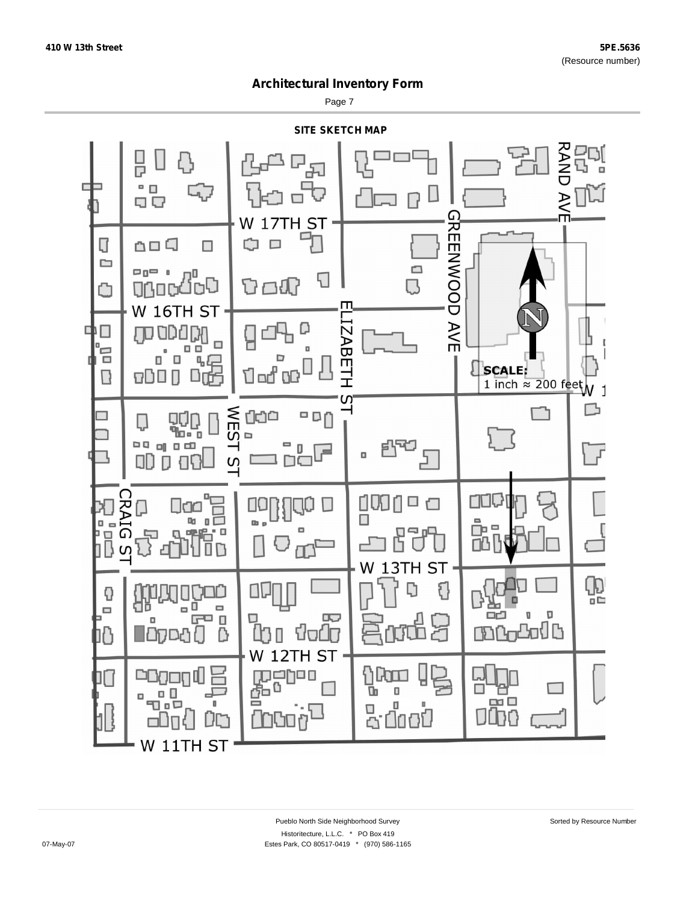## Architectural Inventory Form

### SITE SKETCH MAP

W 17TH ST

W 16TH ST

W 13TH ST

W 12TH ST

W 11TH ST

RAND AVE

GREENWOOD AVE

ELIZABETH ST

WEST ST

CRAIG ST

SCALE:
1 inch ≈ 200 feet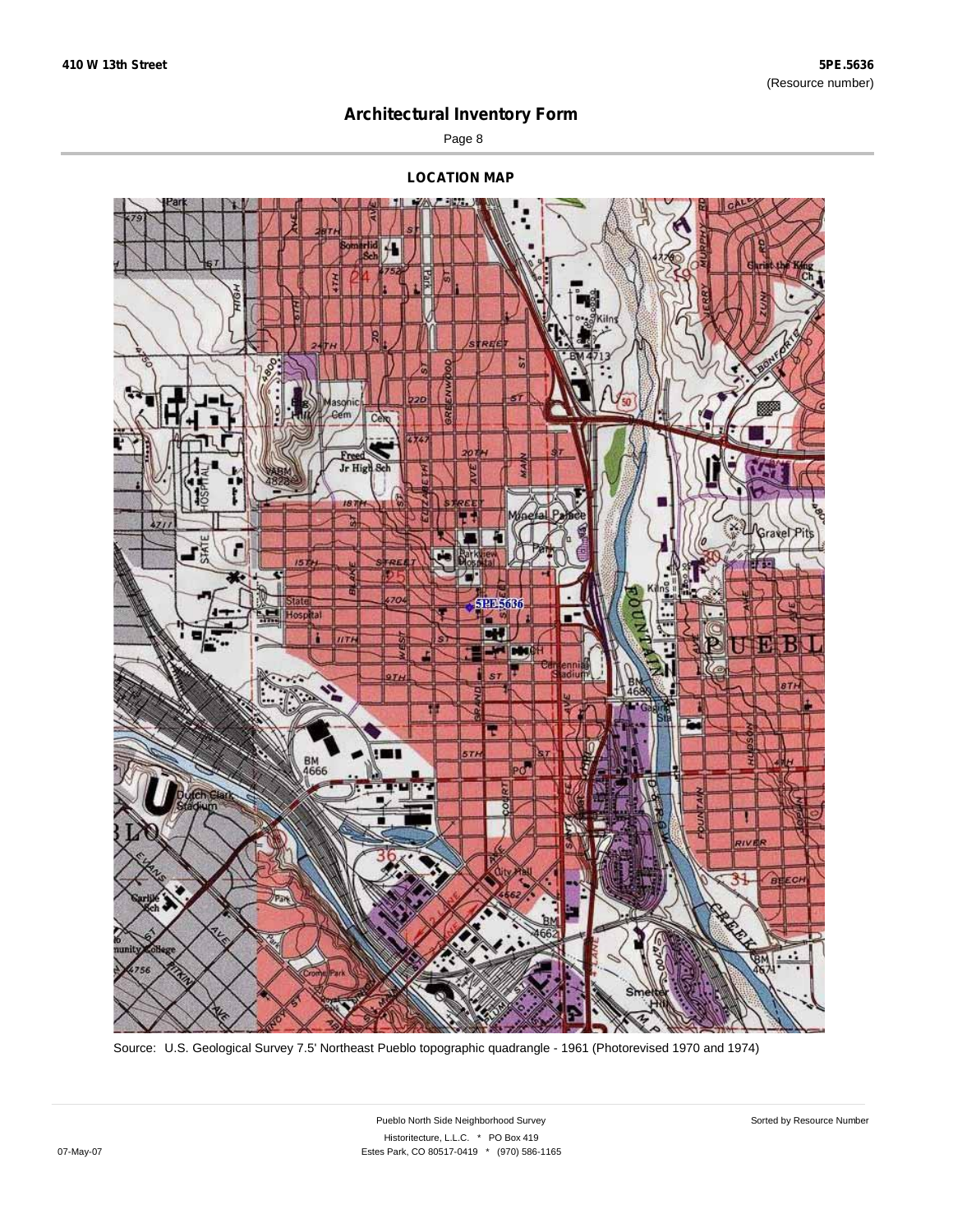# Architectural Inventory Form

## LOCATION MAP

Source: U.S. Geological Survey 7.5' Northeast Pueblo topographic quadrangle - 1961 (Photorevised 1970 and 1974)